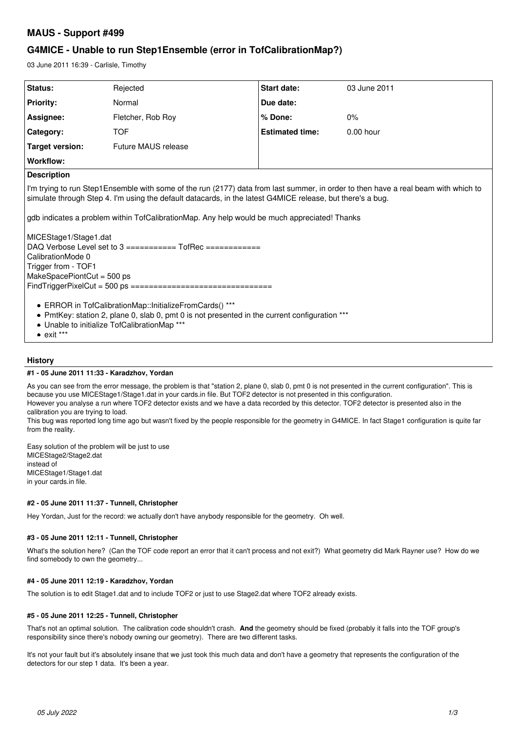# MAUS - Support #499

## G4MICE - Unable to run Step1Ensemble (error in TofCalibrationMap?)

03 June 2011 16:39 - Carlisle, Timothy

| Status: | Rejected | Start date: | 03 June 2011 |
|---|---|---|---|
| Priority: | Normal | Due date: | |
| Assignee: | Fletcher, Rob Roy | % Done: | 0% |
| Category: | TOF | Estimated time: | 0.00 hour |
| Target version: | Future MAUS release | | |
| Workflow: | | | |

**Description**

I'm trying to run Step1Ensemble with some of the run (2177) data from last summer, in order to then have a real beam with which to simulate through Step 4. I'm using the default datacards, in the latest G4MICE release, but there's a bug.

gdb indicates a problem within TofCalibrationMap. Any help would be much appreciated! Thanks

MICEStage1/Stage1.dat
DAQ Verbose Level set to 3 =========== TofRec ============
CalibrationMode 0
Trigger from - TOF1
MakeSpacePiontCut = 500 ps
FindTriggerPixelCut = 500 ps ===============================

- ERROR in TofCalibrationMap::InitializeFromCards() ***
- PmtKey: station 2, plane 0, slab 0, pmt 0 is not presented in the current configuration ***
- Unable to initialize TofCalibrationMap ***
- exit ***

### History

#### #1 - 05 June 2011 11:33 - Karadzhov, Yordan

As you can see from the error message, the problem is that "station 2, plane 0, slab 0, pmt 0 is not presented in the current configuration". This is because you use MICEStage1/Stage1.dat in your cards.in file. But TOF2 detector is not presented in this configuration.
However you analyse a run where TOF2 detector exists and we have a data recorded by this detector. TOF2 detector is presented also in the calibration you are trying to load.
This bug was reported long time ago but wasn't fixed by the people responsible for the geometry in G4MICE. In fact Stage1 configuration is quite far from the reality.

Easy solution of the problem will be just to use
MICEStage2/Stage2.dat
instead of
MICEStage1/Stage1.dat
in your cards.in file.

#### #2 - 05 June 2011 11:37 - Tunnell, Christopher

Hey Yordan, Just for the record: we actually don't have anybody responsible for the geometry. Oh well.

#### #3 - 05 June 2011 12:11 - Tunnell, Christopher

What's the solution here? (Can the TOF code report an error that it can't process and not exit?) What geometry did Mark Rayner use? How do we find somebody to own the geometry...

#### #4 - 05 June 2011 12:19 - Karadzhov, Yordan

The solution is to edit Stage1.dat and to include TOF2 or just to use Stage2.dat where TOF2 already exists.

#### #5 - 05 June 2011 12:25 - Tunnell, Christopher

That's not an optimal solution. The calibration code shouldn't crash. **And** the geometry should be fixed (probably it falls into the TOF group's responsibility since there's nobody owning our geometry). There are two different tasks.

It's not your fault but it's absolutely insane that we just took this much data and don't have a geometry that represents the configuration of the detectors for our step 1 data. It's been a year.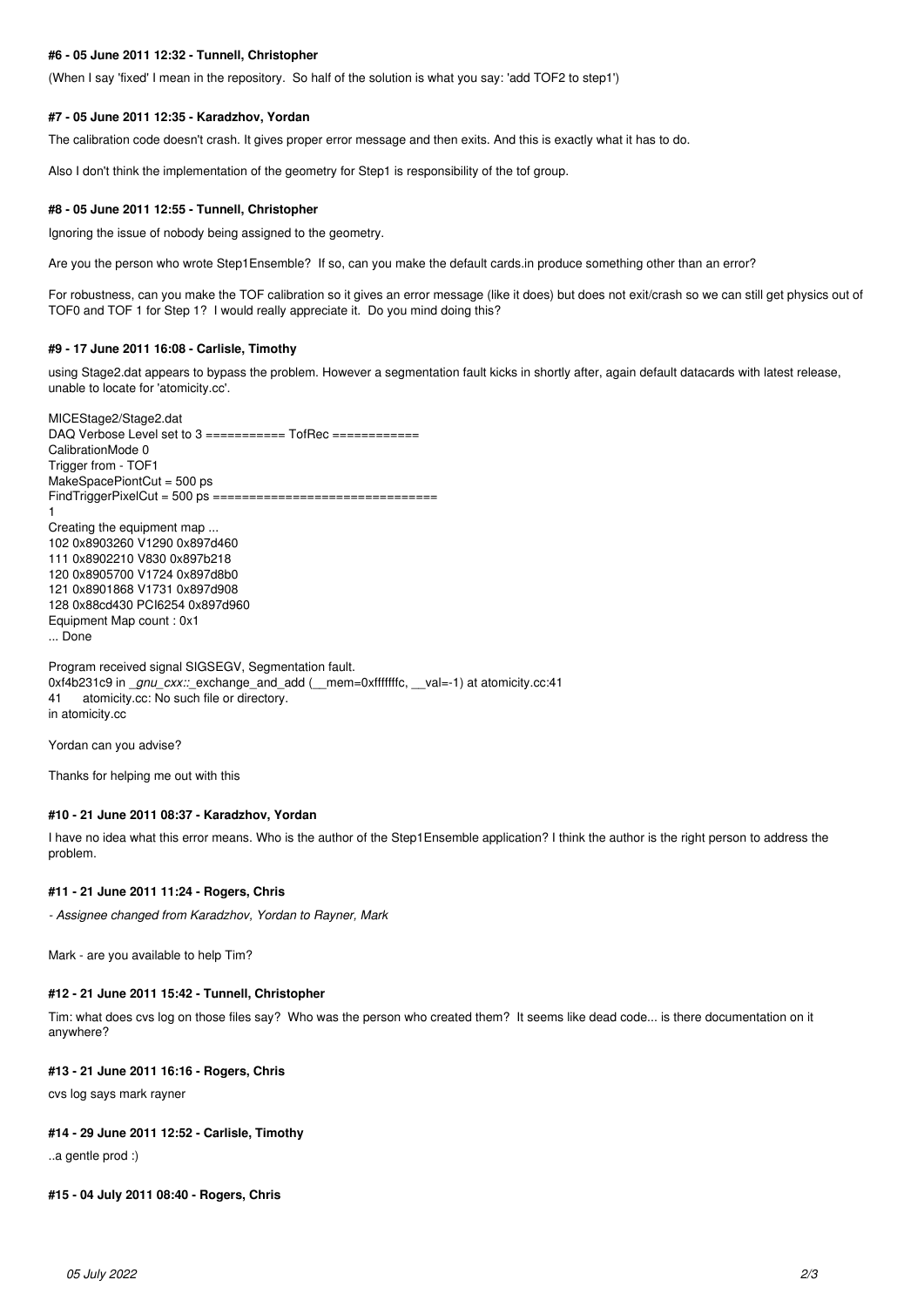#### #6 - 05 June 2011 12:32 - Tunnell, Christopher

(When I say 'fixed' I mean in the repository. So half of the solution is what you say: 'add TOF2 to step1')

#### #7 - 05 June 2011 12:35 - Karadzhov, Yordan

The calibration code doesn't crash. It gives proper error message and then exits. And this is exactly what it has to do.

Also I don't think the implementation of the geometry for Step1 is responsibility of the tof group.

#### #8 - 05 June 2011 12:55 - Tunnell, Christopher

Ignoring the issue of nobody being assigned to the geometry.

Are you the person who wrote Step1Ensemble? If so, can you make the default cards.in produce something other than an error?

For robustness, can you make the TOF calibration so it gives an error message (like it does) but does not exit/crash so we can still get physics out of TOF0 and TOF 1 for Step 1? I would really appreciate it. Do you mind doing this?

#### #9 - 17 June 2011 16:08 - Carlisle, Timothy

using Stage2.dat appears to bypass the problem. However a segmentation fault kicks in shortly after, again default datacards with latest release, unable to locate for 'atomicity.cc'.

MICEStage2/Stage2.dat
DAQ Verbose Level set to 3 =========== TofRec ============
CalibrationMode 0
Trigger from - TOF1
MakeSpacePiontCut = 500 ps
FindTriggerPixelCut = 500 ps ===============================
1
Creating the equipment map ...
102 0x8903260 V1290 0x897d460
111 0x8902210 V830 0x897b218
120 0x8905700 V1724 0x897d8b0
121 0x8901868 V1731 0x897d908
128 0x88cd430 PCI6254 0x897d960
Equipment Map count : 0x1
... Done

Program received signal SIGSEGV, Segmentation fault.
0xf4b231c9 in *_gnu_cxx::*_exchange_and_add (__mem=0xfffffffc, __val=-1) at atomicity.cc:41
41 atomicity.cc: No such file or directory.
in atomicity.cc

Yordan can you advise?

Thanks for helping me out with this

#### #10 - 21 June 2011 08:37 - Karadzhov, Yordan

I have no idea what this error means. Who is the author of the Step1Ensemble application? I think the author is the right person to address the problem.

#### #11 - 21 June 2011 11:24 - Rogers, Chris

*- Assignee changed from Karadzhov, Yordan to Rayner, Mark*

Mark - are you available to help Tim?

#### #12 - 21 June 2011 15:42 - Tunnell, Christopher

Tim: what does cvs log on those files say? Who was the person who created them? It seems like dead code... is there documentation on it anywhere?

#### #13 - 21 June 2011 16:16 - Rogers, Chris

cvs log says mark rayner

#### #14 - 29 June 2011 12:52 - Carlisle, Timothy

..a gentle prod :)

#### #15 - 04 July 2011 08:40 - Rogers, Chris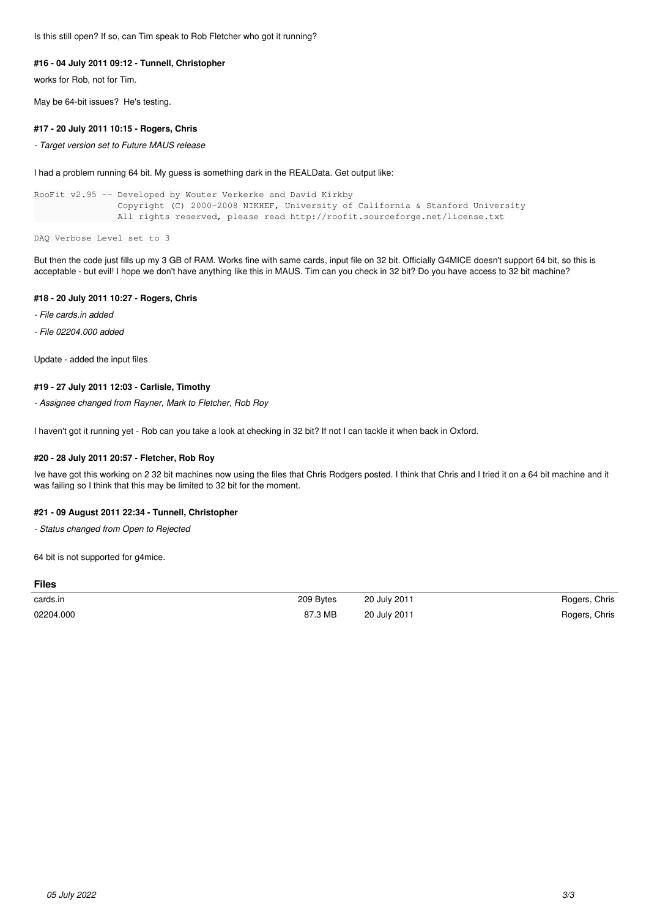Is this still open? If so, can Tim speak to Rob Fletcher who got it running?

#### #16 - 04 July 2011 09:12 - Tunnell, Christopher

works for Rob, not for Tim.

May be 64-bit issues? He's testing.

#### #17 - 20 July 2011 10:15 - Rogers, Chris

*- Target version set to Future MAUS release*

I had a problem running 64 bit. My guess is something dark in the REALData. Get output like:

```
RooFit v2.95 -- Developed by Wouter Verkerke and David Kirkby
                Copyright (C) 2000-2008 NIKHEF, University of California & Stanford University
                All rights reserved, please read http://roofit.sourceforge.net/license.txt

DAQ Verbose Level set to 3
```

But then the code just fills up my 3 GB of RAM. Works fine with same cards, input file on 32 bit. Officially G4MICE doesn't support 64 bit, so this is acceptable - but evil! I hope we don't have anything like this in MAUS. Tim can you check in 32 bit? Do you have access to 32 bit machine?

#### #18 - 20 July 2011 10:27 - Rogers, Chris

*- File cards.in added*

*- File 02204.000 added*

Update - added the input files

#### #19 - 27 July 2011 12:03 - Carlisle, Timothy

*- Assignee changed from Rayner, Mark to Fletcher, Rob Roy*

I haven't got it running yet - Rob can you take a look at checking in 32 bit? If not I can tackle it when back in Oxford.

#### #20 - 28 July 2011 20:57 - Fletcher, Rob Roy

Ive have got this working on 2 32 bit machines now using the files that Chris Rodgers posted. I think that Chris and I tried it on a 64 bit machine and it was failing so I think that this may be limited to 32 bit for the moment.

#### #21 - 09 August 2011 22:34 - Tunnell, Christopher

*- Status changed from Open to Rejected*

64 bit is not supported for g4mice.

### Files

| | | | |
|---|---|---|---|
| cards.in | 209 Bytes | 20 July 2011 | Rogers, Chris |
| 02204.000 | 87.3 MB | 20 July 2011 | Rogers, Chris |